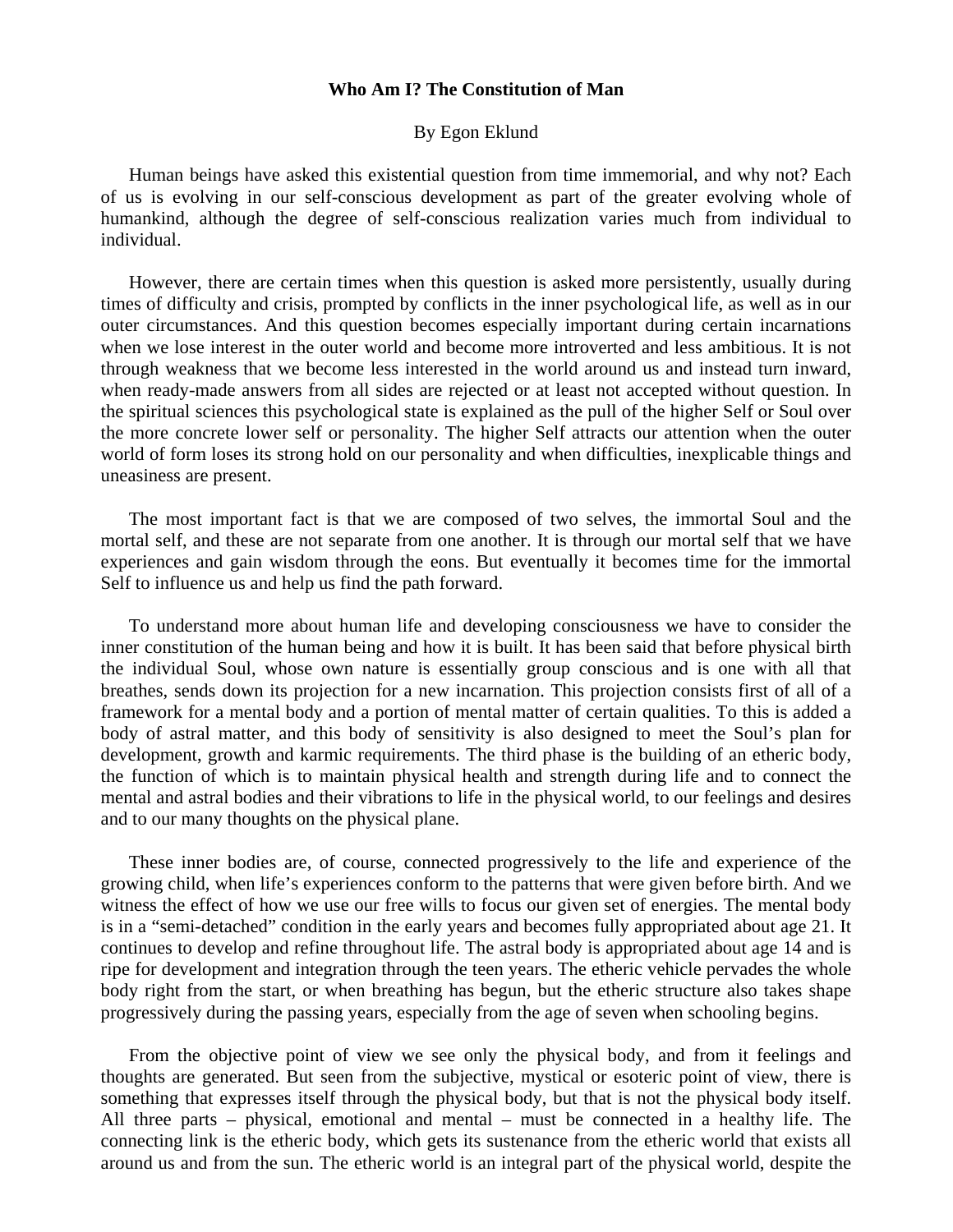# Who Am I? The Constitution of Man

By Egon Eklund

Human beings have asked this existential question from time immemorial, and why not? Each of us is evolving in our self-conscious development as part of the greater evolving whole of humankind, although the degree of self-conscious realization varies much from individual to individual.

However, there are certain times when this question is asked more persistently, usually during times of difficulty and crisis, prompted by conflicts in the inner psychological life, as well as in our outer circumstances. And this question becomes especially important during certain incarnations when we lose interest in the outer world and become more introverted and less ambitious. It is not through weakness that we become less interested in the world around us and instead turn inward, when ready-made answers from all sides are rejected or at least not accepted without question. In the spiritual sciences this psychological state is explained as the pull of the higher Self or Soul over the more concrete lower self or personality. The higher Self attracts our attention when the outer world of form loses its strong hold on our personality and when difficulties, inexplicable things and uneasiness are present.

The most important fact is that we are composed of two selves, the immortal Soul and the mortal self, and these are not separate from one another. It is through our mortal self that we have experiences and gain wisdom through the eons. But eventually it becomes time for the immortal Self to influence us and help us find the path forward.

To understand more about human life and developing consciousness we have to consider the inner constitution of the human being and how it is built. It has been said that before physical birth the individual Soul, whose own nature is essentially group conscious and is one with all that breathes, sends down its projection for a new incarnation. This projection consists first of all of a framework for a mental body and a portion of mental matter of certain qualities. To this is added a body of astral matter, and this body of sensitivity is also designed to meet the Soul's plan for development, growth and karmic requirements. The third phase is the building of an etheric body, the function of which is to maintain physical health and strength during life and to connect the mental and astral bodies and their vibrations to life in the physical world, to our feelings and desires and to our many thoughts on the physical plane.

These inner bodies are, of course, connected progressively to the life and experience of the growing child, when life's experiences conform to the patterns that were given before birth. And we witness the effect of how we use our free wills to focus our given set of energies. The mental body is in a "semi-detached" condition in the early years and becomes fully appropriated about age 21. It continues to develop and refine throughout life. The astral body is appropriated about age 14 and is ripe for development and integration through the teen years. The etheric vehicle pervades the whole body right from the start, or when breathing has begun, but the etheric structure also takes shape progressively during the passing years, especially from the age of seven when schooling begins.

From the objective point of view we see only the physical body, and from it feelings and thoughts are generated. But seen from the subjective, mystical or esoteric point of view, there is something that expresses itself through the physical body, but that is not the physical body itself. All three parts – physical, emotional and mental – must be connected in a healthy life. The connecting link is the etheric body, which gets its sustenance from the etheric world that exists all around us and from the sun. The etheric world is an integral part of the physical world, despite the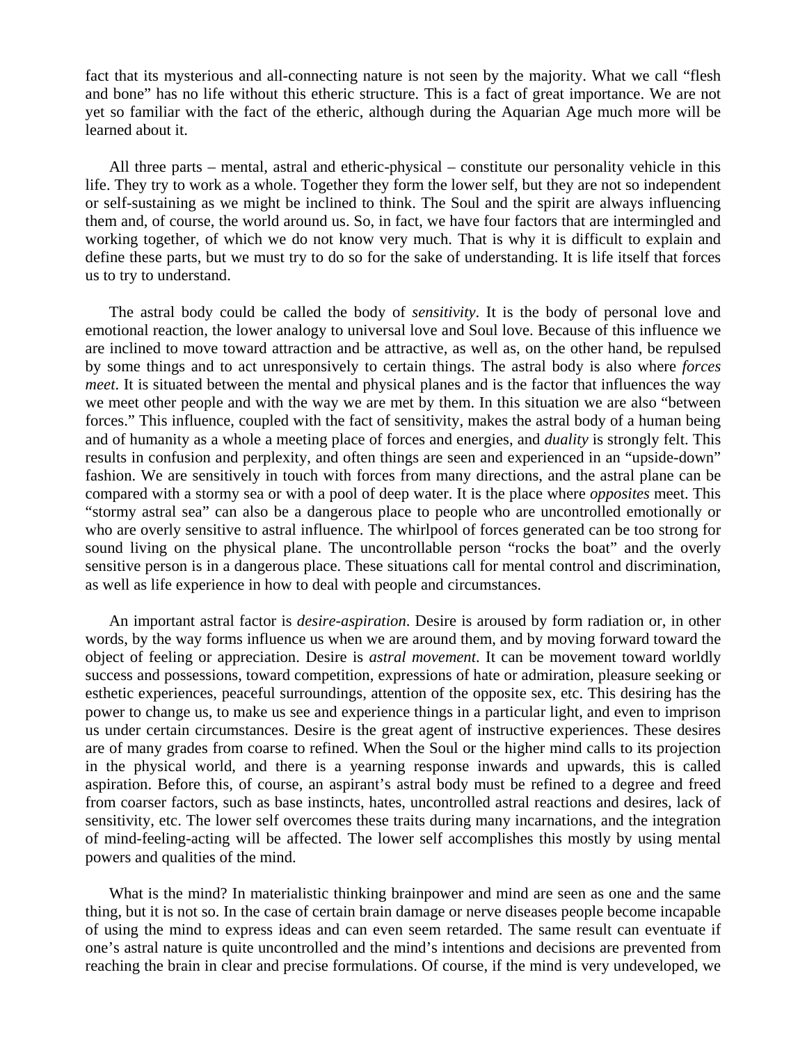fact that its mysterious and all-connecting nature is not seen by the majority. What we call “flesh and bone” has no life without this etheric structure. This is a fact of great importance. We are not yet so familiar with the fact of the etheric, although during the Aquarian Age much more will be learned about it.

All three parts – mental, astral and etheric-physical – constitute our personality vehicle in this life. They try to work as a whole. Together they form the lower self, but they are not so independent or self-sustaining as we might be inclined to think. The Soul and the spirit are always influencing them and, of course, the world around us. So, in fact, we have four factors that are intermingled and working together, of which we do not know very much. That is why it is difficult to explain and define these parts, but we must try to do so for the sake of understanding. It is life itself that forces us to try to understand.

The astral body could be called the body of *sensitivity*. It is the body of personal love and emotional reaction, the lower analogy to universal love and Soul love. Because of this influence we are inclined to move toward attraction and be attractive, as well as, on the other hand, be repulsed by some things and to act unresponsively to certain things. The astral body is also where *forces meet*. It is situated between the mental and physical planes and is the factor that influences the way we meet other people and with the way we are met by them. In this situation we are also “between forces.” This influence, coupled with the fact of sensitivity, makes the astral body of a human being and of humanity as a whole a meeting place of forces and energies, and *duality* is strongly felt. This results in confusion and perplexity, and often things are seen and experienced in an “upside-down” fashion. We are sensitively in touch with forces from many directions, and the astral plane can be compared with a stormy sea or with a pool of deep water. It is the place where *opposites* meet. This “stormy astral sea” can also be a dangerous place to people who are uncontrolled emotionally or who are overly sensitive to astral influence. The whirlpool of forces generated can be too strong for sound living on the physical plane. The uncontrollable person “rocks the boat” and the overly sensitive person is in a dangerous place. These situations call for mental control and discrimination, as well as life experience in how to deal with people and circumstances.

An important astral factor is *desire-aspiration*. Desire is aroused by form radiation or, in other words, by the way forms influence us when we are around them, and by moving forward toward the object of feeling or appreciation. Desire is *astral movement*. It can be movement toward worldly success and possessions, toward competition, expressions of hate or admiration, pleasure seeking or esthetic experiences, peaceful surroundings, attention of the opposite sex, etc. This desiring has the power to change us, to make us see and experience things in a particular light, and even to imprison us under certain circumstances. Desire is the great agent of instructive experiences. These desires are of many grades from coarse to refined. When the Soul or the higher mind calls to its projection in the physical world, and there is a yearning response inwards and upwards, this is called aspiration. Before this, of course, an aspirant’s astral body must be refined to a degree and freed from coarser factors, such as base instincts, hates, uncontrolled astral reactions and desires, lack of sensitivity, etc. The lower self overcomes these traits during many incarnations, and the integration of mind-feeling-acting will be affected. The lower self accomplishes this mostly by using mental powers and qualities of the mind.

What is the mind? In materialistic thinking brainpower and mind are seen as one and the same thing, but it is not so. In the case of certain brain damage or nerve diseases people become incapable of using the mind to express ideas and can even seem retarded. The same result can eventuate if one’s astral nature is quite uncontrolled and the mind’s intentions and decisions are prevented from reaching the brain in clear and precise formulations. Of course, if the mind is very undeveloped, we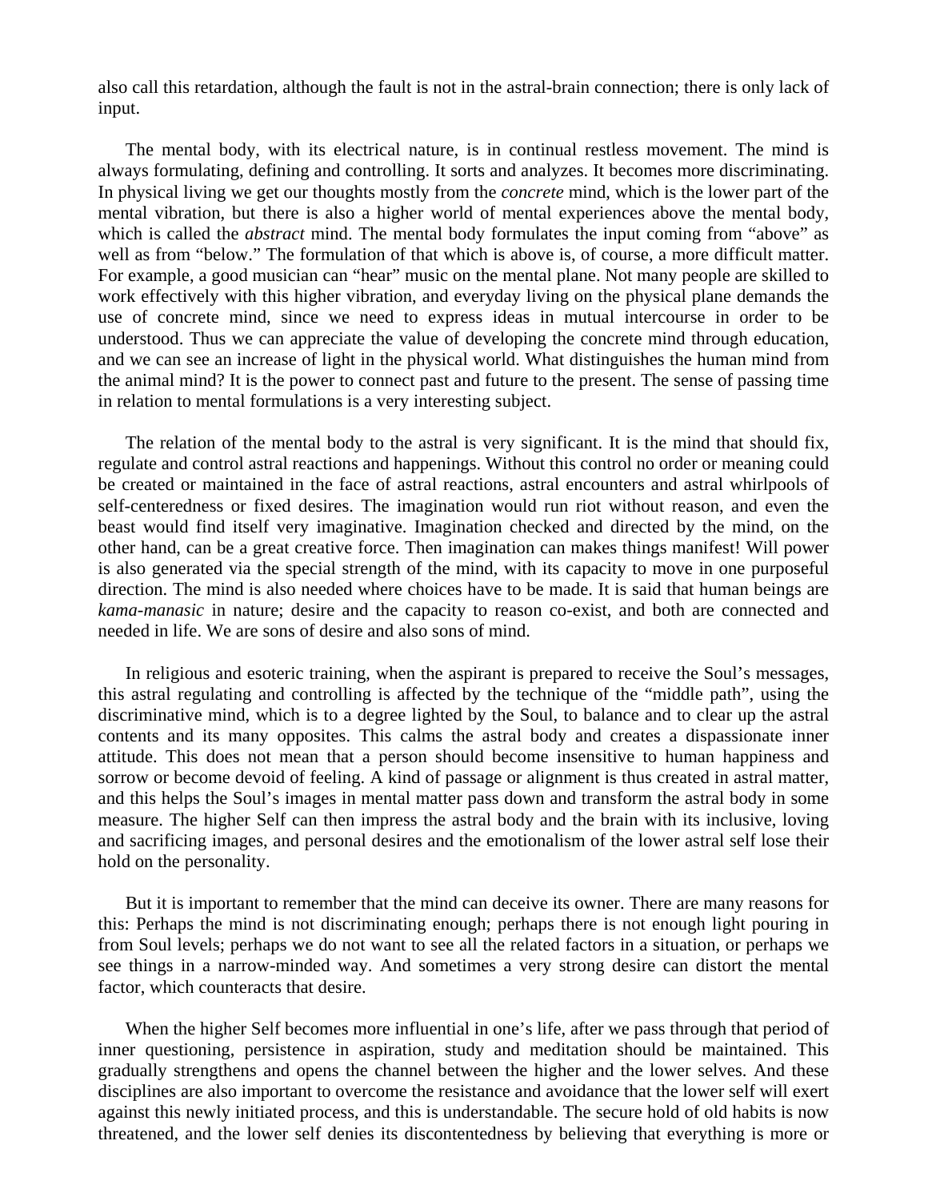also call this retardation, although the fault is not in the astral-brain connection; there is only lack of input.

The mental body, with its electrical nature, is in continual restless movement. The mind is always formulating, defining and controlling. It sorts and analyzes. It becomes more discriminating. In physical living we get our thoughts mostly from the *concrete* mind, which is the lower part of the mental vibration, but there is also a higher world of mental experiences above the mental body, which is called the *abstract* mind. The mental body formulates the input coming from "above" as well as from "below." The formulation of that which is above is, of course, a more difficult matter. For example, a good musician can "hear" music on the mental plane. Not many people are skilled to work effectively with this higher vibration, and everyday living on the physical plane demands the use of concrete mind, since we need to express ideas in mutual intercourse in order to be understood. Thus we can appreciate the value of developing the concrete mind through education, and we can see an increase of light in the physical world. What distinguishes the human mind from the animal mind? It is the power to connect past and future to the present. The sense of passing time in relation to mental formulations is a very interesting subject.

The relation of the mental body to the astral is very significant. It is the mind that should fix, regulate and control astral reactions and happenings. Without this control no order or meaning could be created or maintained in the face of astral reactions, astral encounters and astral whirlpools of self-centeredness or fixed desires. The imagination would run riot without reason, and even the beast would find itself very imaginative. Imagination checked and directed by the mind, on the other hand, can be a great creative force. Then imagination can makes things manifest! Will power is also generated via the special strength of the mind, with its capacity to move in one purposeful direction. The mind is also needed where choices have to be made. It is said that human beings are *kama-manasic* in nature; desire and the capacity to reason co-exist, and both are connected and needed in life. We are sons of desire and also sons of mind.

In religious and esoteric training, when the aspirant is prepared to receive the Soul's messages, this astral regulating and controlling is affected by the technique of the "middle path", using the discriminative mind, which is to a degree lighted by the Soul, to balance and to clear up the astral contents and its many opposites. This calms the astral body and creates a dispassionate inner attitude. This does not mean that a person should become insensitive to human happiness and sorrow or become devoid of feeling. A kind of passage or alignment is thus created in astral matter, and this helps the Soul's images in mental matter pass down and transform the astral body in some measure. The higher Self can then impress the astral body and the brain with its inclusive, loving and sacrificing images, and personal desires and the emotionalism of the lower astral self lose their hold on the personality.

But it is important to remember that the mind can deceive its owner. There are many reasons for this: Perhaps the mind is not discriminating enough; perhaps there is not enough light pouring in from Soul levels; perhaps we do not want to see all the related factors in a situation, or perhaps we see things in a narrow-minded way. And sometimes a very strong desire can distort the mental factor, which counteracts that desire.

When the higher Self becomes more influential in one's life, after we pass through that period of inner questioning, persistence in aspiration, study and meditation should be maintained. This gradually strengthens and opens the channel between the higher and the lower selves. And these disciplines are also important to overcome the resistance and avoidance that the lower self will exert against this newly initiated process, and this is understandable. The secure hold of old habits is now threatened, and the lower self denies its discontentedness by believing that everything is more or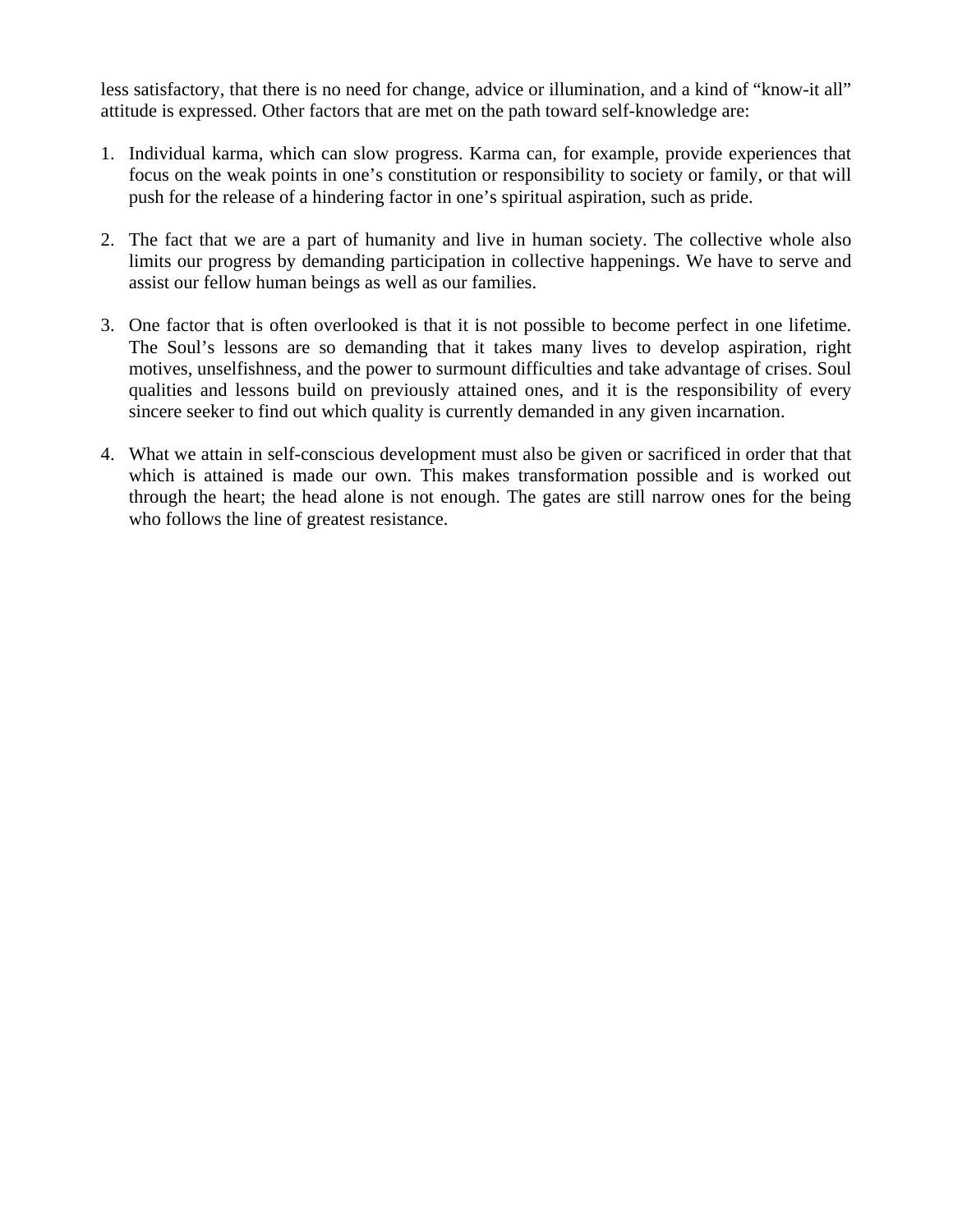less satisfactory, that there is no need for change, advice or illumination, and a kind of "know-it all" attitude is expressed. Other factors that are met on the path toward self-knowledge are:

1. Individual karma, which can slow progress. Karma can, for example, provide experiences that focus on the weak points in one's constitution or responsibility to society or family, or that will push for the release of a hindering factor in one's spiritual aspiration, such as pride.

2. The fact that we are a part of humanity and live in human society. The collective whole also limits our progress by demanding participation in collective happenings. We have to serve and assist our fellow human beings as well as our families.

3. One factor that is often overlooked is that it is not possible to become perfect in one lifetime. The Soul's lessons are so demanding that it takes many lives to develop aspiration, right motives, unselfishness, and the power to surmount difficulties and take advantage of crises. Soul qualities and lessons build on previously attained ones, and it is the responsibility of every sincere seeker to find out which quality is currently demanded in any given incarnation.

4. What we attain in self-conscious development must also be given or sacrificed in order that that which is attained is made our own. This makes transformation possible and is worked out through the heart; the head alone is not enough. The gates are still narrow ones for the being who follows the line of greatest resistance.